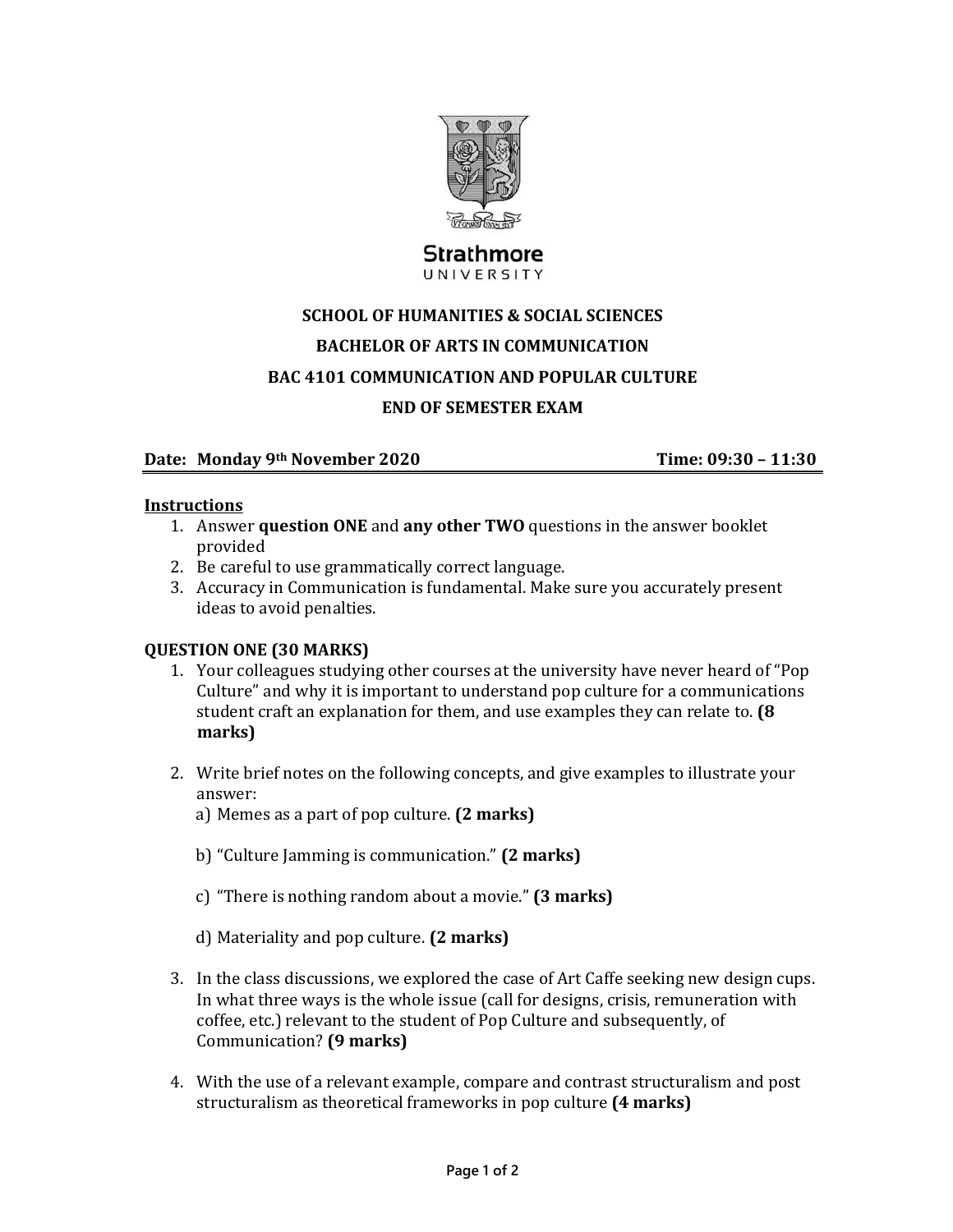Strathmore
UNIVERSITY

**SCHOOL OF HUMANITIES & SOCIAL SCIENCES**

**BACHELOR OF ARTS IN COMMUNICATION**

**BAC 4101 COMMUNICATION AND POPULAR CULTURE**

**END OF SEMESTER EXAM**

**Date: Monday 9th November 2020** **Time: 09:30 – 11:30**

**Instructions**

1. Answer **question ONE** and **any other TWO** questions in the answer booklet provided
2. Be careful to use grammatically correct language.
3. Accuracy in Communication is fundamental. Make sure you accurately present ideas to avoid penalties.

**QUESTION ONE (30 MARKS)**

1. Your colleagues studying other courses at the university have never heard of "Pop Culture" and why it is important to understand pop culture for a communications student craft an explanation for them, and use examples they can relate to. **(8 marks)**

2. Write brief notes on the following concepts, and give examples to illustrate your answer:
   a) Memes as a part of pop culture. **(2 marks)**

   b) "Culture Jamming is communication." **(2 marks)**

   c) "There is nothing random about a movie." **(3 marks)**

   d) Materiality and pop culture. **(2 marks)**

3. In the class discussions, we explored the case of Art Caffe seeking new design cups. In what three ways is the whole issue (call for designs, crisis, remuneration with coffee, etc.) relevant to the student of Pop Culture and subsequently, of Communication? **(9 marks)**

4. With the use of a relevant example, compare and contrast structuralism and post structuralism as theoretical frameworks in pop culture **(4 marks)**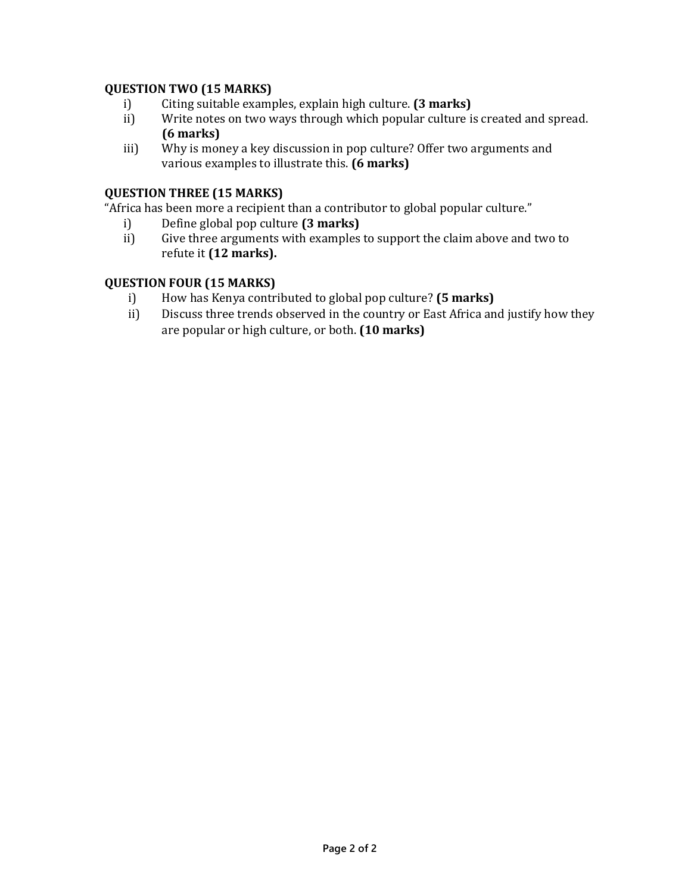**QUESTION TWO (15 MARKS)**

i) Citing suitable examples, explain high culture. **(3 marks)**

ii) Write notes on two ways through which popular culture is created and spread. **(6 marks)**

iii) Why is money a key discussion in pop culture? Offer two arguments and various examples to illustrate this. **(6 marks)**

**QUESTION THREE (15 MARKS)**

"Africa has been more a recipient than a contributor to global popular culture."

i) Define global pop culture **(3 marks)**

ii) Give three arguments with examples to support the claim above and two to refute it **(12 marks).**

**QUESTION FOUR (15 MARKS)**

i) How has Kenya contributed to global pop culture? **(5 marks)**

ii) Discuss three trends observed in the country or East Africa and justify how they are popular or high culture, or both. **(10 marks)**